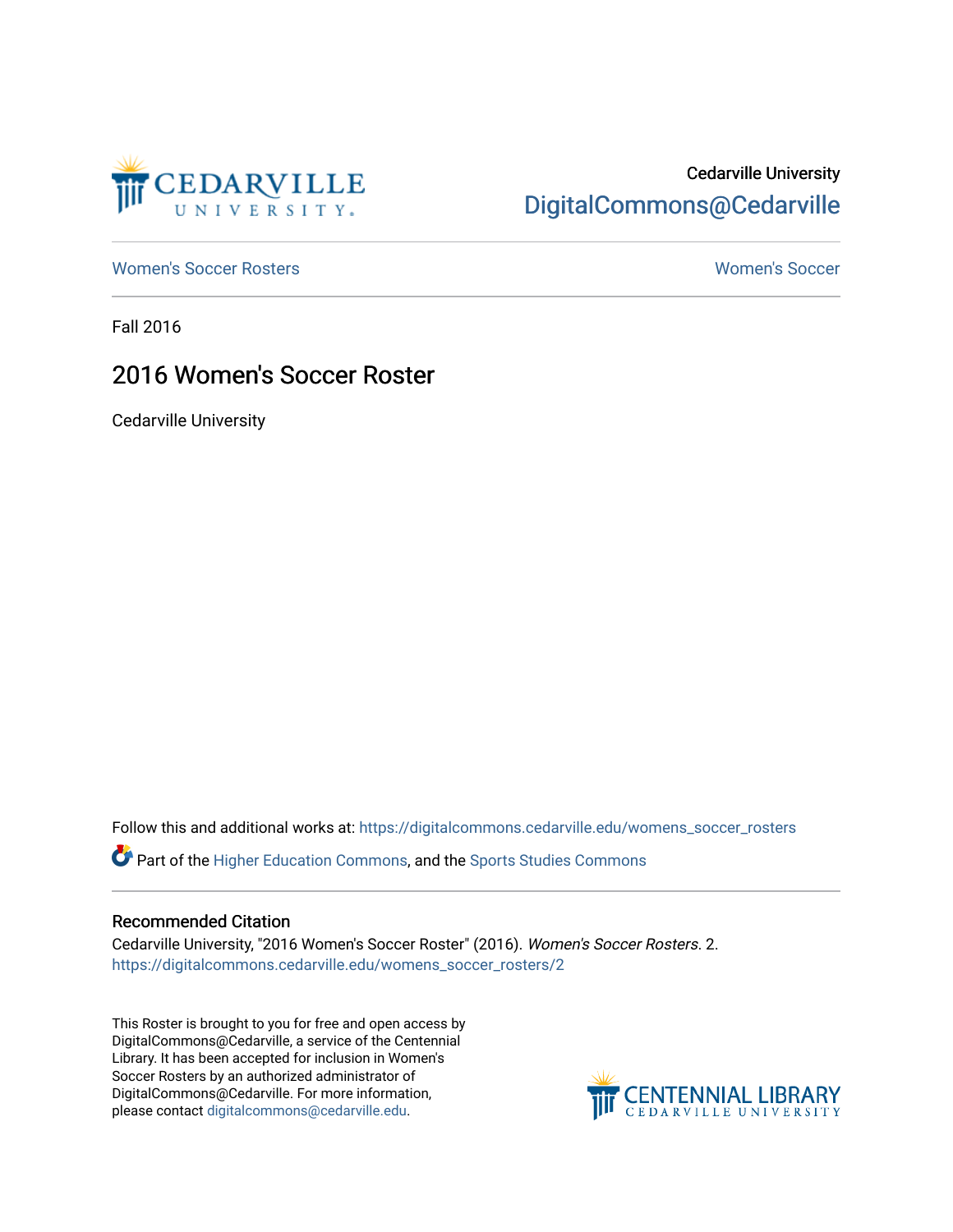Cedarville University

DigitalCommons@Cedarville

Women's Soccer Rosters

Women's Soccer

Fall 2016

# 2016 Women's Soccer Roster

Cedarville University

Follow this and additional works at: https://digitalcommons.cedarville.edu/womens_soccer_rosters

Part of the Higher Education Commons, and the Sports Studies Commons

## Recommended Citation

Cedarville University, "2016 Women's Soccer Roster" (2016). *Women's Soccer Rosters*. 2.
https://digitalcommons.cedarville.edu/womens_soccer_rosters/2

This Roster is brought to you for free and open access by DigitalCommons@Cedarville, a service of the Centennial Library. It has been accepted for inclusion in Women's Soccer Rosters by an authorized administrator of DigitalCommons@Cedarville. For more information, please contact digitalcommons@cedarville.edu.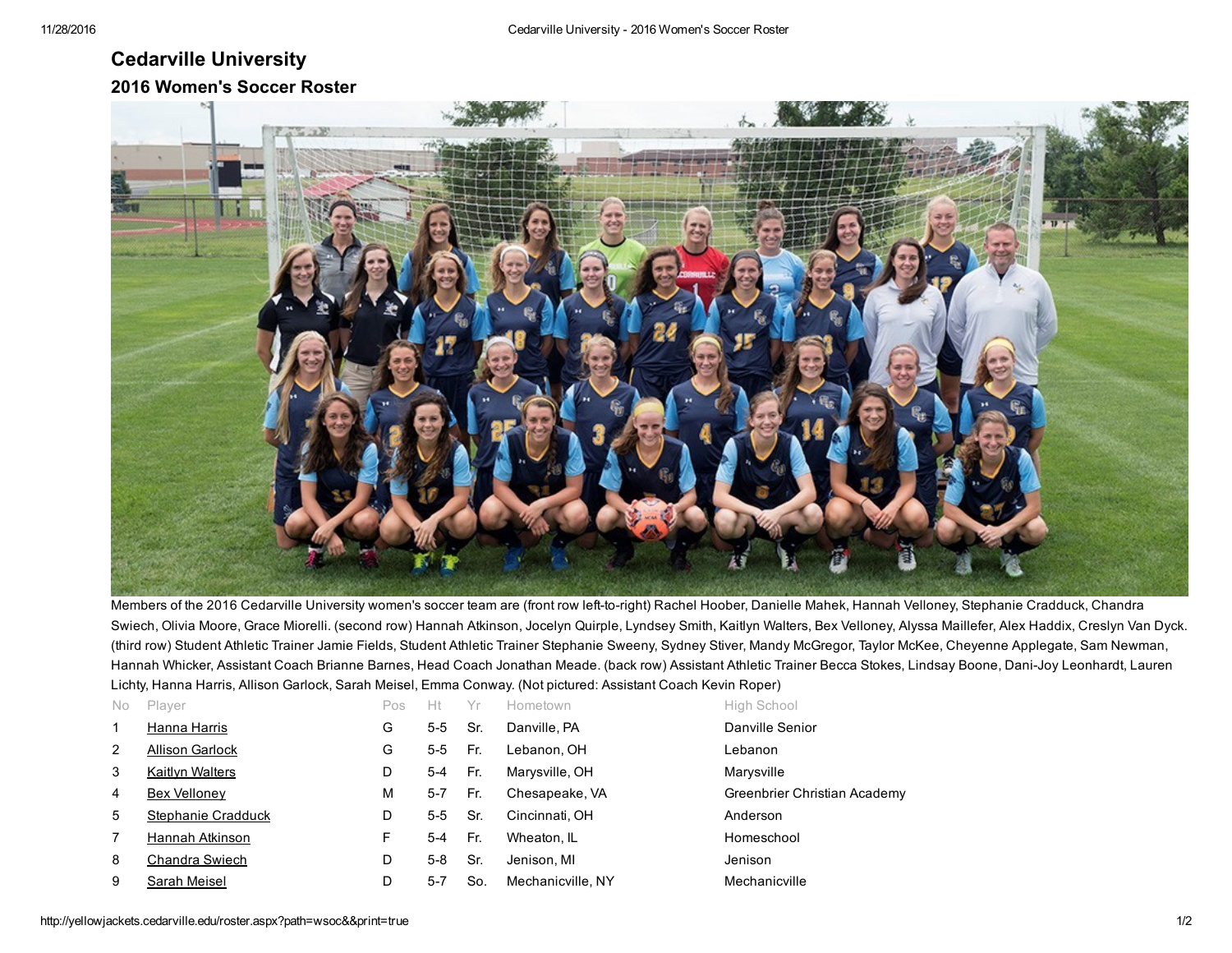# Cedarville University

## 2016 Women's Soccer Roster

Members of the 2016 Cedarville University women's soccer team are (front row left-to-right) Rachel Hoober, Danielle Mahek, Hannah Velloney, Stephanie Cradduck, Chandra Swiech, Olivia Moore, Grace Miorelli. (second row) Hannah Atkinson, Jocelyn Quirple, Lyndsey Smith, Kaitlyn Walters, Bex Velloney, Alyssa Maillefer, Alex Haddix, Creslyn Van Dyck. (third row) Student Athletic Trainer Jamie Fields, Student Athletic Trainer Stephanie Sweeny, Sydney Stiver, Mandy McGregor, Taylor McKee, Cheyenne Applegate, Sam Newman, Hannah Whicker, Assistant Coach Brianne Barnes, Head Coach Jonathan Meade. (back row) Assistant Athletic Trainer Becca Stokes, Lindsay Boone, Dani-Joy Leonhardt, Lauren Lichty, Hanna Harris, Allison Garlock, Sarah Meisel, Emma Conway. (Not pictured: Assistant Coach Kevin Roper)

| No | Player | Pos | Ht | Yr | Hometown | High School |
|---|---|---|---|---|---|---|
| 1 | Hanna Harris | G | 5-5 | Sr. | Danville, PA | Danville Senior |
| 2 | Allison Garlock | G | 5-5 | Fr. | Lebanon, OH | Lebanon |
| 3 | Kaitlyn Walters | D | 5-4 | Fr. | Marysville, OH | Marysville |
| 4 | Bex Velloney | M | 5-7 | Fr. | Chesapeake, VA | Greenbrier Christian Academy |
| 5 | Stephanie Cradduck | D | 5-5 | Sr. | Cincinnati, OH | Anderson |
| 7 | Hannah Atkinson | F | 5-4 | Fr. | Wheaton, IL | Homeschool |
| 8 | Chandra Swiech | D | 5-8 | Sr. | Jenison, MI | Jenison |
| 9 | Sarah Meisel | D | 5-7 | So. | Mechanicville, NY | Mechanicville |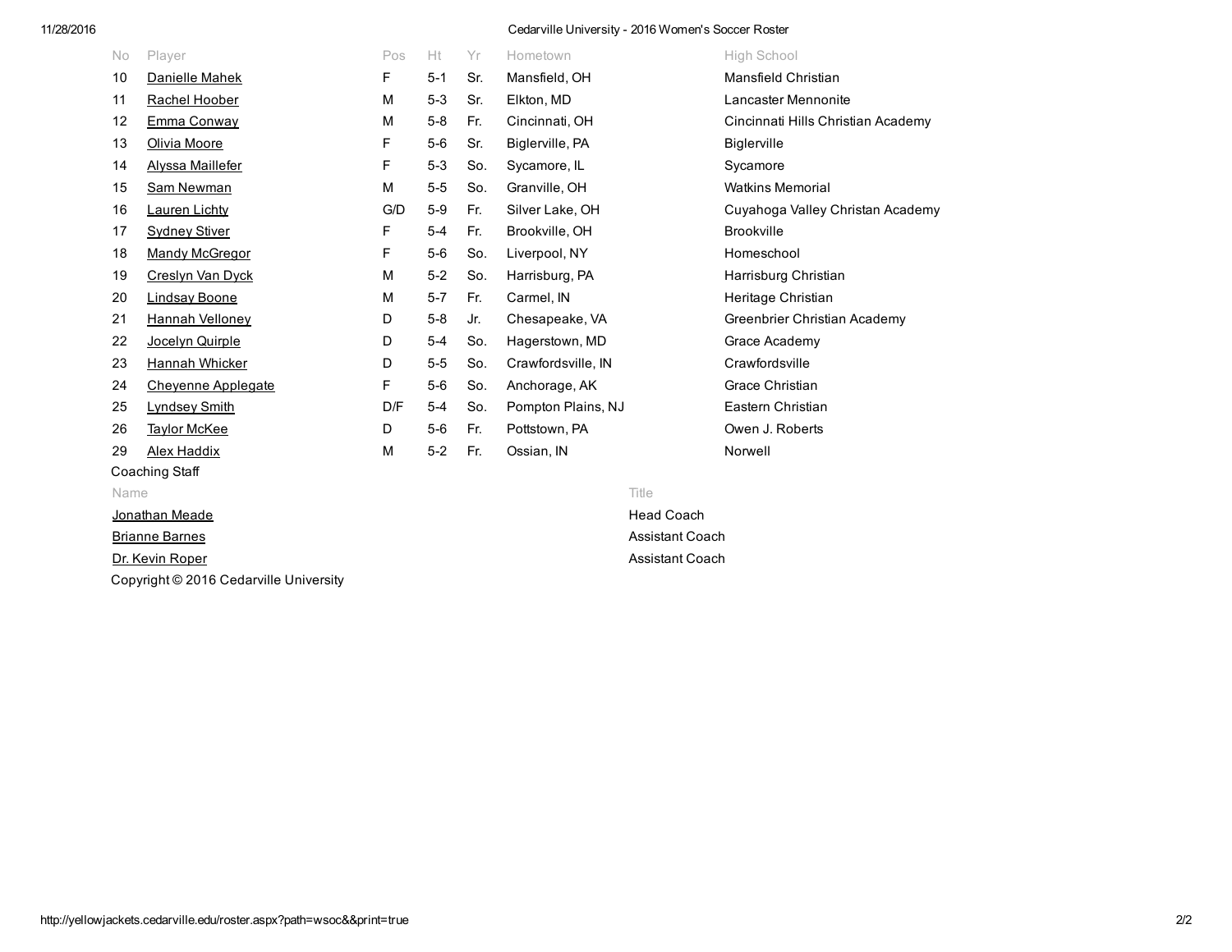| No | Player | Pos | Ht | Yr | Hometown | High School |
|---|---|---|---|---|---|---|
| 10 | Danielle Mahek | F | 5-1 | Sr. | Mansfield, OH | Mansfield Christian |
| 11 | Rachel Hoober | M | 5-3 | Sr. | Elkton, MD | Lancaster Mennonite |
| 12 | Emma Conway | M | 5-8 | Fr. | Cincinnati, OH | Cincinnati Hills Christian Academy |
| 13 | Olivia Moore | F | 5-6 | Sr. | Biglerville, PA | Biglerville |
| 14 | Alyssa Maillefer | F | 5-3 | So. | Sycamore, IL | Sycamore |
| 15 | Sam Newman | M | 5-5 | So. | Granville, OH | Watkins Memorial |
| 16 | Lauren Lichty | G/D | 5-9 | Fr. | Silver Lake, OH | Cuyahoga Valley Christan Academy |
| 17 | Sydney Stiver | F | 5-4 | Fr. | Brookville, OH | Brookville |
| 18 | Mandy McGregor | F | 5-6 | So. | Liverpool, NY | Homeschool |
| 19 | Creslyn Van Dyck | M | 5-2 | So. | Harrisburg, PA | Harrisburg Christian |
| 20 | Lindsay Boone | M | 5-7 | Fr. | Carmel, IN | Heritage Christian |
| 21 | Hannah Velloney | D | 5-8 | Jr. | Chesapeake, VA | Greenbrier Christian Academy |
| 22 | Jocelyn Quirple | D | 5-4 | So. | Hagerstown, MD | Grace Academy |
| 23 | Hannah Whicker | D | 5-5 | So. | Crawfordsville, IN | Crawfordsville |
| 24 | Cheyenne Applegate | F | 5-6 | So. | Anchorage, AK | Grace Christian |
| 25 | Lyndsey Smith | D/F | 5-4 | So. | Pompton Plains, NJ | Eastern Christian |
| 26 | Taylor McKee | D | 5-6 | Fr. | Pottstown, PA | Owen J. Roberts |
| 29 | Alex Haddix | M | 5-2 | Fr. | Ossian, IN | Norwell |

Coaching Staff

| Name | Title |
|---|---|
| Jonathan Meade | Head Coach |
| Brianne Barnes | Assistant Coach |
| Dr. Kevin Roper | Assistant Coach |

Copyright © 2016 Cedarville University